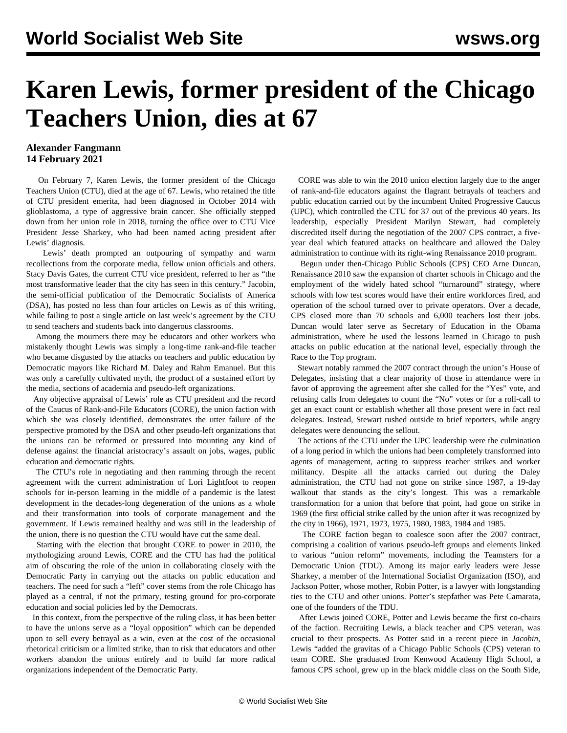# Karen Lewis, former president of the Chicago Teachers Union, dies at 67

**Alexander Fangmann**
**14 February 2021**

On February 7, Karen Lewis, the former president of the Chicago Teachers Union (CTU), died at the age of 67. Lewis, who retained the title of CTU president emerita, had been diagnosed in October 2014 with glioblastoma, a type of aggressive brain cancer. She officially stepped down from her union role in 2018, turning the office over to CTU Vice President Jesse Sharkey, who had been named acting president after Lewis' diagnosis.

Lewis' death prompted an outpouring of sympathy and warm recollections from the corporate media, fellow union officials and others. Stacy Davis Gates, the current CTU vice president, referred to her as "the most transformative leader that the city has seen in this century." Jacobin, the semi-official publication of the Democratic Socialists of America (DSA), has posted no less than four articles on Lewis as of this writing, while failing to post a single article on last week's agreement by the CTU to send teachers and students back into dangerous classrooms.

Among the mourners there may be educators and other workers who mistakenly thought Lewis was simply a long-time rank-and-file teacher who became disgusted by the attacks on teachers and public education by Democratic mayors like Richard M. Daley and Rahm Emanuel. But this was only a carefully cultivated myth, the product of a sustained effort by the media, sections of academia and pseudo-left organizations.

Any objective appraisal of Lewis' role as CTU president and the record of the Caucus of Rank-and-File Educators (CORE), the union faction with which she was closely identified, demonstrates the utter failure of the perspective promoted by the DSA and other pseudo-left organizations that the unions can be reformed or pressured into mounting any kind of defense against the financial aristocracy's assault on jobs, wages, public education and democratic rights.

The CTU's role in negotiating and then ramming through the recent agreement with the current administration of Lori Lightfoot to reopen schools for in-person learning in the middle of a pandemic is the latest development in the decades-long degeneration of the unions as a whole and their transformation into tools of corporate management and the government. If Lewis remained healthy and was still in the leadership of the union, there is no question the CTU would have cut the same deal.

Starting with the election that brought CORE to power in 2010, the mythologizing around Lewis, CORE and the CTU has had the political aim of obscuring the role of the union in collaborating closely with the Democratic Party in carrying out the attacks on public education and teachers. The need for such a "left" cover stems from the role Chicago has played as a central, if not the primary, testing ground for pro-corporate education and social policies led by the Democrats.

In this context, from the perspective of the ruling class, it has been better to have the unions serve as a "loyal opposition" which can be depended upon to sell every betrayal as a win, even at the cost of the occasional rhetorical criticism or a limited strike, than to risk that educators and other workers abandon the unions entirely and to build far more radical organizations independent of the Democratic Party.

CORE was able to win the 2010 union election largely due to the anger of rank-and-file educators against the flagrant betrayals of teachers and public education carried out by the incumbent United Progressive Caucus (UPC), which controlled the CTU for 37 out of the previous 40 years. Its leadership, especially President Marilyn Stewart, had completely discredited itself during the negotiation of the 2007 CPS contract, a five-year deal which featured attacks on healthcare and allowed the Daley administration to continue with its right-wing Renaissance 2010 program.

Begun under then-Chicago Public Schools (CPS) CEO Arne Duncan, Renaissance 2010 saw the expansion of charter schools in Chicago and the employment of the widely hated school "turnaround" strategy, where schools with low test scores would have their entire workforces fired, and operation of the school turned over to private operators. Over a decade, CPS closed more than 70 schools and 6,000 teachers lost their jobs. Duncan would later serve as Secretary of Education in the Obama administration, where he used the lessons learned in Chicago to push attacks on public education at the national level, especially through the Race to the Top program.

Stewart notably rammed the 2007 contract through the union's House of Delegates, insisting that a clear majority of those in attendance were in favor of approving the agreement after she called for the "Yes" vote, and refusing calls from delegates to count the "No" votes or for a roll-call to get an exact count or establish whether all those present were in fact real delegates. Instead, Stewart rushed outside to brief reporters, while angry delegates were denouncing the sellout.

The actions of the CTU under the UPC leadership were the culmination of a long period in which the unions had been completely transformed into agents of management, acting to suppress teacher strikes and worker militancy. Despite all the attacks carried out during the Daley administration, the CTU had not gone on strike since 1987, a 19-day walkout that stands as the city's longest. This was a remarkable transformation for a union that before that point, had gone on strike in 1969 (the first official strike called by the union after it was recognized by the city in 1966), 1971, 1973, 1975, 1980, 1983, 1984 and 1985.

The CORE faction began to coalesce soon after the 2007 contract, comprising a coalition of various pseudo-left groups and elements linked to various "union reform" movements, including the Teamsters for a Democratic Union (TDU). Among its major early leaders were Jesse Sharkey, a member of the International Socialist Organization (ISO), and Jackson Potter, whose mother, Robin Potter, is a lawyer with longstanding ties to the CTU and other unions. Potter's stepfather was Pete Camarata, one of the founders of the TDU.

After Lewis joined CORE, Potter and Lewis became the first co-chairs of the faction. Recruiting Lewis, a black teacher and CPS veteran, was crucial to their prospects. As Potter said in a recent piece in *Jacobin*, Lewis "added the gravitas of a Chicago Public Schools (CPS) veteran to team CORE. She graduated from Kenwood Academy High School, a famous CPS school, grew up in the black middle class on the South Side,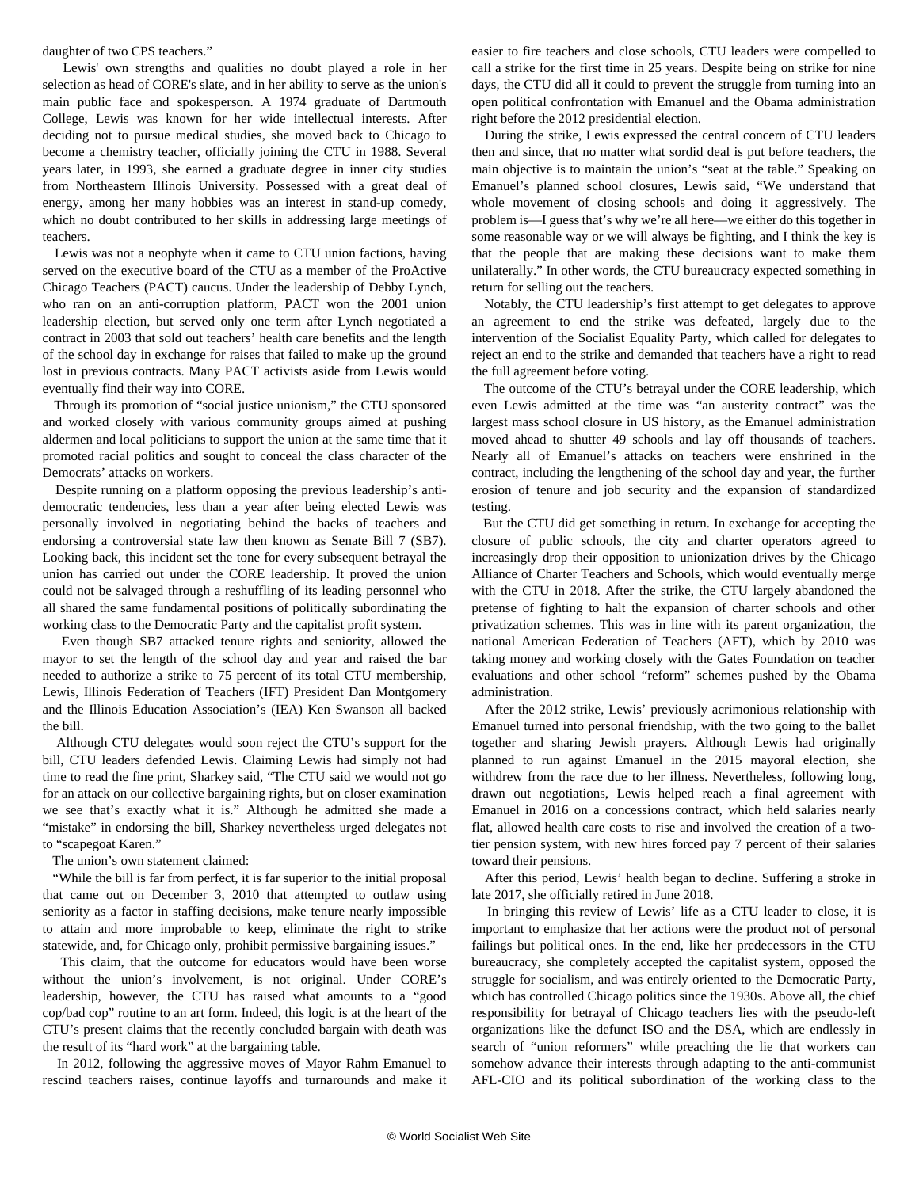daughter of two CPS teachers."

Lewis' own strengths and qualities no doubt played a role in her selection as head of CORE's slate, and in her ability to serve as the union's main public face and spokesperson. A 1974 graduate of Dartmouth College, Lewis was known for her wide intellectual interests. After deciding not to pursue medical studies, she moved back to Chicago to become a chemistry teacher, officially joining the CTU in 1988. Several years later, in 1993, she earned a graduate degree in inner city studies from Northeastern Illinois University. Possessed with a great deal of energy, among her many hobbies was an interest in stand-up comedy, which no doubt contributed to her skills in addressing large meetings of teachers.

Lewis was not a neophyte when it came to CTU union factions, having served on the executive board of the CTU as a member of the ProActive Chicago Teachers (PACT) caucus. Under the leadership of Debby Lynch, who ran on an anti-corruption platform, PACT won the 2001 union leadership election, but served only one term after Lynch negotiated a contract in 2003 that sold out teachers' health care benefits and the length of the school day in exchange for raises that failed to make up the ground lost in previous contracts. Many PACT activists aside from Lewis would eventually find their way into CORE.

Through its promotion of "social justice unionism," the CTU sponsored and worked closely with various community groups aimed at pushing aldermen and local politicians to support the union at the same time that it promoted racial politics and sought to conceal the class character of the Democrats' attacks on workers.

Despite running on a platform opposing the previous leadership's anti-democratic tendencies, less than a year after being elected Lewis was personally involved in negotiating behind the backs of teachers and endorsing a controversial state law then known as Senate Bill 7 (SB7). Looking back, this incident set the tone for every subsequent betrayal the union has carried out under the CORE leadership. It proved the union could not be salvaged through a reshuffling of its leading personnel who all shared the same fundamental positions of politically subordinating the working class to the Democratic Party and the capitalist profit system.

Even though SB7 attacked tenure rights and seniority, allowed the mayor to set the length of the school day and year and raised the bar needed to authorize a strike to 75 percent of its total CTU membership, Lewis, Illinois Federation of Teachers (IFT) President Dan Montgomery and the Illinois Education Association's (IEA) Ken Swanson all backed the bill.

Although CTU delegates would soon reject the CTU's support for the bill, CTU leaders defended Lewis. Claiming Lewis had simply not had time to read the fine print, Sharkey said, "The CTU said we would not go for an attack on our collective bargaining rights, but on closer examination we see that's exactly what it is." Although he admitted she made a "mistake" in endorsing the bill, Sharkey nevertheless urged delegates not to "scapegoat Karen."

The union's own statement claimed:

"While the bill is far from perfect, it is far superior to the initial proposal that came out on December 3, 2010 that attempted to outlaw using seniority as a factor in staffing decisions, make tenure nearly impossible to attain and more improbable to keep, eliminate the right to strike statewide, and, for Chicago only, prohibit permissive bargaining issues."

This claim, that the outcome for educators would have been worse without the union's involvement, is not original. Under CORE's leadership, however, the CTU has raised what amounts to a "good cop/bad cop" routine to an art form. Indeed, this logic is at the heart of the CTU's present claims that the recently concluded bargain with death was the result of its "hard work" at the bargaining table.

In 2012, following the aggressive moves of Mayor Rahm Emanuel to rescind teachers raises, continue layoffs and turnarounds and make it easier to fire teachers and close schools, CTU leaders were compelled to call a strike for the first time in 25 years. Despite being on strike for nine days, the CTU did all it could to prevent the struggle from turning into an open political confrontation with Emanuel and the Obama administration right before the 2012 presidential election.

During the strike, Lewis expressed the central concern of CTU leaders then and since, that no matter what sordid deal is put before teachers, the main objective is to maintain the union's "seat at the table." Speaking on Emanuel's planned school closures, Lewis said, "We understand that whole movement of closing schools and doing it aggressively. The problem is—I guess that's why we're all here—we either do this together in some reasonable way or we will always be fighting, and I think the key is that the people that are making these decisions want to make them unilaterally." In other words, the CTU bureaucracy expected something in return for selling out the teachers.

Notably, the CTU leadership's first attempt to get delegates to approve an agreement to end the strike was defeated, largely due to the intervention of the Socialist Equality Party, which called for delegates to reject an end to the strike and demanded that teachers have a right to read the full agreement before voting.

The outcome of the CTU's betrayal under the CORE leadership, which even Lewis admitted at the time was "an austerity contract" was the largest mass school closure in US history, as the Emanuel administration moved ahead to shutter 49 schools and lay off thousands of teachers. Nearly all of Emanuel's attacks on teachers were enshrined in the contract, including the lengthening of the school day and year, the further erosion of tenure and job security and the expansion of standardized testing.

But the CTU did get something in return. In exchange for accepting the closure of public schools, the city and charter operators agreed to increasingly drop their opposition to unionization drives by the Chicago Alliance of Charter Teachers and Schools, which would eventually merge with the CTU in 2018. After the strike, the CTU largely abandoned the pretense of fighting to halt the expansion of charter schools and other privatization schemes. This was in line with its parent organization, the national American Federation of Teachers (AFT), which by 2010 was taking money and working closely with the Gates Foundation on teacher evaluations and other school "reform" schemes pushed by the Obama administration.

After the 2012 strike, Lewis' previously acrimonious relationship with Emanuel turned into personal friendship, with the two going to the ballet together and sharing Jewish prayers. Although Lewis had originally planned to run against Emanuel in the 2015 mayoral election, she withdrew from the race due to her illness. Nevertheless, following long, drawn out negotiations, Lewis helped reach a final agreement with Emanuel in 2016 on a concessions contract, which held salaries nearly flat, allowed health care costs to rise and involved the creation of a two-tier pension system, with new hires forced pay 7 percent of their salaries toward their pensions.

After this period, Lewis' health began to decline. Suffering a stroke in late 2017, she officially retired in June 2018.

In bringing this review of Lewis' life as a CTU leader to close, it is important to emphasize that her actions were the product not of personal failings but political ones. In the end, like her predecessors in the CTU bureaucracy, she completely accepted the capitalist system, opposed the struggle for socialism, and was entirely oriented to the Democratic Party, which has controlled Chicago politics since the 1930s. Above all, the chief responsibility for betrayal of Chicago teachers lies with the pseudo-left organizations like the defunct ISO and the DSA, which are endlessly in search of "union reformers" while preaching the lie that workers can somehow advance their interests through adapting to the anti-communist AFL-CIO and its political subordination of the working class to the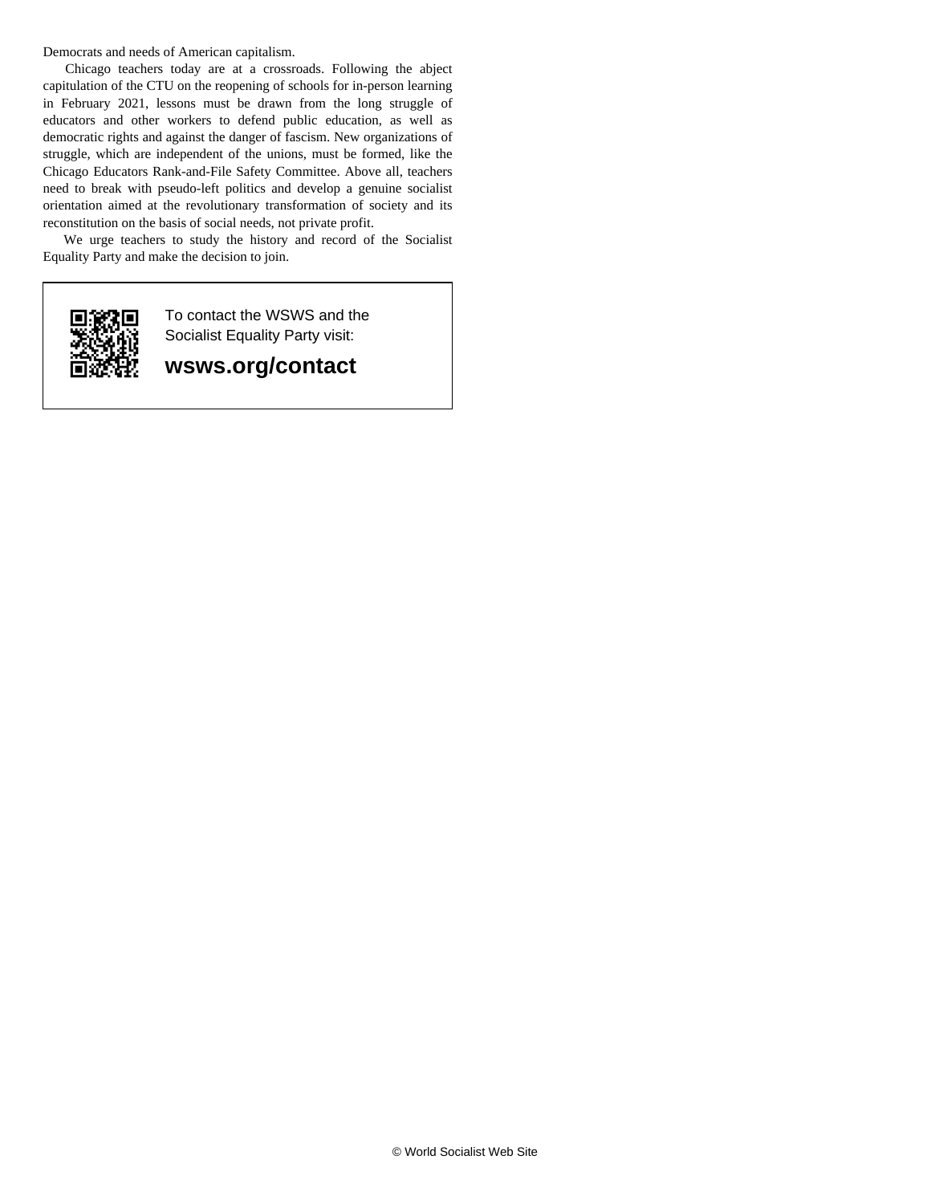Democrats and needs of American capitalism.

Chicago teachers today are at a crossroads. Following the abject capitulation of the CTU on the reopening of schools for in-person learning in February 2021, lessons must be drawn from the long struggle of educators and other workers to defend public education, as well as democratic rights and against the danger of fascism. New organizations of struggle, which are independent of the unions, must be formed, like the Chicago Educators Rank-and-File Safety Committee. Above all, teachers need to break with pseudo-left politics and develop a genuine socialist orientation aimed at the revolutionary transformation of society and its reconstitution on the basis of social needs, not private profit.

We urge teachers to study the history and record of the Socialist Equality Party and make the decision to join.

To contact the WSWS and the Socialist Equality Party visit:

**wsws.org/contact**

© World Socialist Web Site